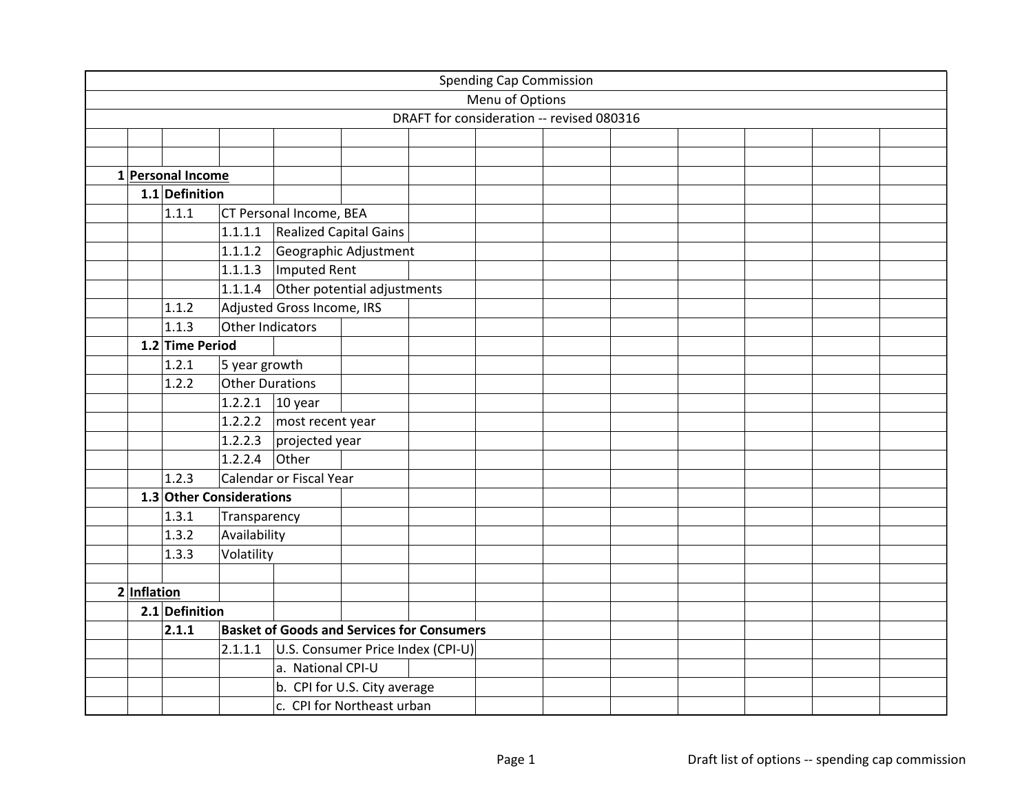Spending Cap Commission

Menu of Options

DRAFT for consideration -- revised 080316

**1 Personal Income**

- **1.1 Definition**
  - 1.1.1 CT Personal Income, BEA
    - 1.1.1.1 Realized Capital Gains
    - 1.1.1.2 Geographic Adjustment
    - 1.1.1.3 Imputed Rent
    - 1.1.1.4 Other potential adjustments
  - 1.1.2 Adjusted Gross Income, IRS
  - 1.1.3 Other Indicators
- **1.2 Time Period**
  - 1.2.1 5 year growth
  - 1.2.2 Other Durations
    - 1.2.2.1 10 year
    - 1.2.2.2 most recent year
    - 1.2.2.3 projected year
    - 1.2.2.4 Other
  - 1.2.3 Calendar or Fiscal Year
- **1.3 Other Considerations**
  - 1.3.1 Transparency
  - 1.3.2 Availability
  - 1.3.3 Volatility

**2 Inflation**

- **2.1 Definition**
  - **2.1.1 Basket of Goods and Services for Consumers**
    - 2.1.1.1 U.S. Consumer Price Index (CPI-U)
      - a. National CPI-U
      - b. CPI for U.S. City average
      - c. CPI for Northeast urban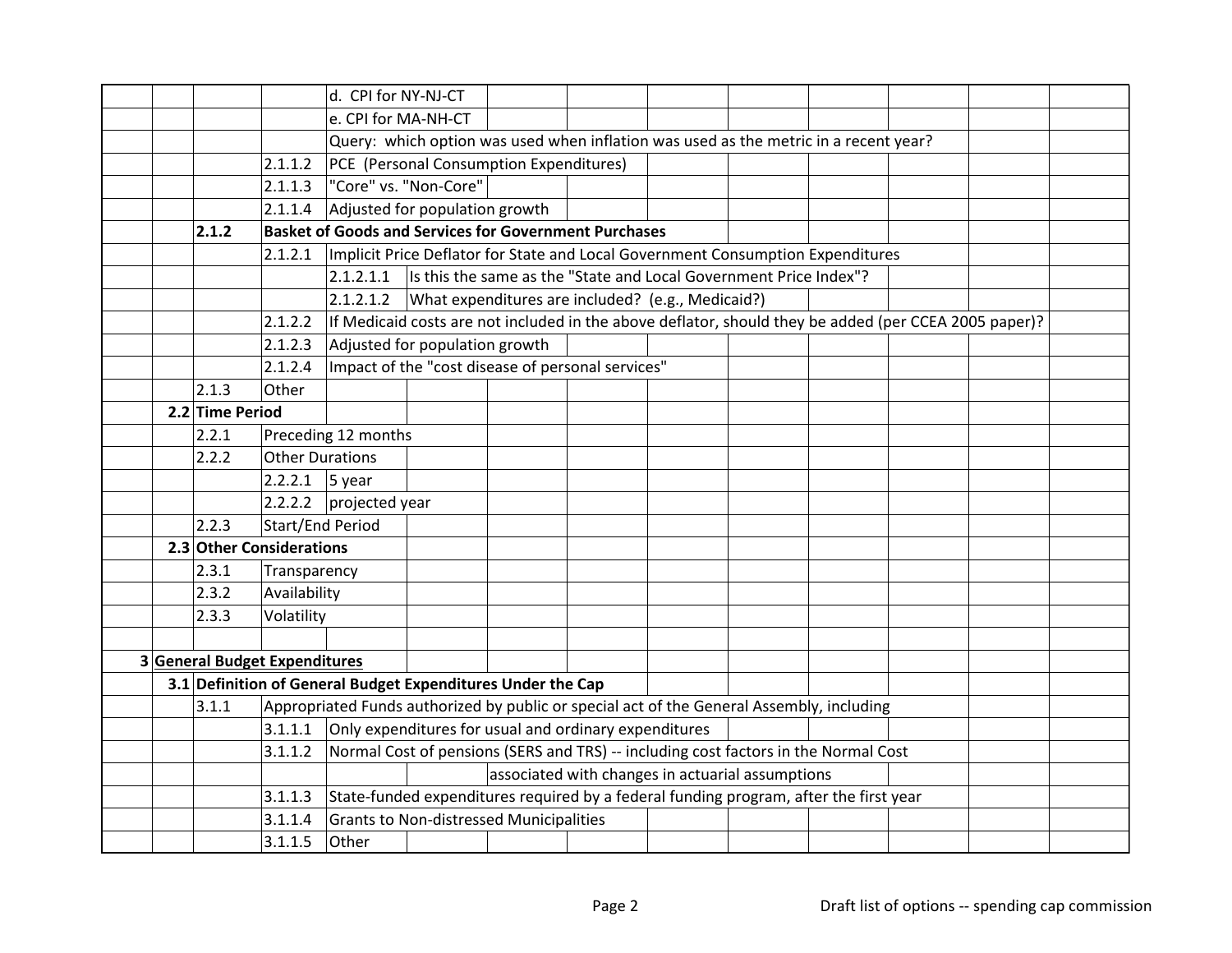| | | | | | | | | | | | | | |
|---|---|---|---|---|---|---|---|---|---|---|---|---|---|
| | | | | d. CPI for NY-NJ-CT | | | | | | | | | |
| | | | | e. CPI for MA-NH-CT | | | | | | | | | |
| | | | | Query: which option was used when inflation was used as the metric in a recent year? | | | | | | | | | |
| | | | 2.1.1.2 | PCE (Personal Consumption Expenditures) | | | | | | | | | |
| | | | 2.1.1.3 | "Core" vs. "Non-Core" | | | | | | | | | |
| | | | 2.1.1.4 | Adjusted for population growth | | | | | | | | | |
| | | **2.1.2** | **Basket of Goods and Services for Government Purchases** | | | | | | | | | | |
| | | | 2.1.2.1 | Implicit Price Deflator for State and Local Government Consumption Expenditures | | | | | | | | | |
| | | | | 2.1.2.1.1 | Is this the same as the "State and Local Government Price Index"? | | | | | | | | |
| | | | | 2.1.2.1.2 | What expenditures are included? (e.g., Medicaid?) | | | | | | | | |
| | | | 2.1.2.2 | If Medicaid costs are not included in the above deflator, should they be added (per CCEA 2005 paper)? | | | | | | | | | |
| | | | 2.1.2.3 | Adjusted for population growth | | | | | | | | | |
| | | | 2.1.2.4 | Impact of the "cost disease of personal services" | | | | | | | | | |
| | | 2.1.3 | Other | | | | | | | | | | |
| | **2.2** | **Time Period** | | | | | | | | | | | |
| | | 2.2.1 | Preceding 12 months | | | | | | | | | | |
| | | 2.2.2 | Other Durations | | | | | | | | | | |
| | | | 2.2.2.1 | 5 year | | | | | | | | | |
| | | | 2.2.2.2 | projected year | | | | | | | | | |
| | | 2.2.3 | Start/End Period | | | | | | | | | | |
| | **2.3** | **Other Considerations** | | | | | | | | | | | |
| | | 2.3.1 | Transparency | | | | | | | | | | |
| | | 2.3.2 | Availability | | | | | | | | | | |
| | | 2.3.3 | Volatility | | | | | | | | | | |
| | | | | | | | | | | | | | |
| **3** | **General Budget Expenditures** | | | | | | | | | | | | |
| | **3.1** | **Definition of General Budget Expenditures Under the Cap** | | | | | | | | | | | |
| | | 3.1.1 | Appropriated Funds authorized by public or special act of the General Assembly, including | | | | | | | | | | |
| | | | 3.1.1.1 | Only expenditures for usual and ordinary expenditures | | | | | | | | | |
| | | | 3.1.1.2 | Normal Cost of pensions (SERS and TRS) -- including cost factors in the Normal Cost | | | | | | | | | |
| | | | | | | associated with changes in actuarial assumptions | | | | | | | |
| | | | 3.1.1.3 | State-funded expenditures required by a federal funding program, after the first year | | | | | | | | | |
| | | | 3.1.1.4 | Grants to Non-distressed Municipalities | | | | | | | | | |
| | | | 3.1.1.5 | Other | | | | | | | | | |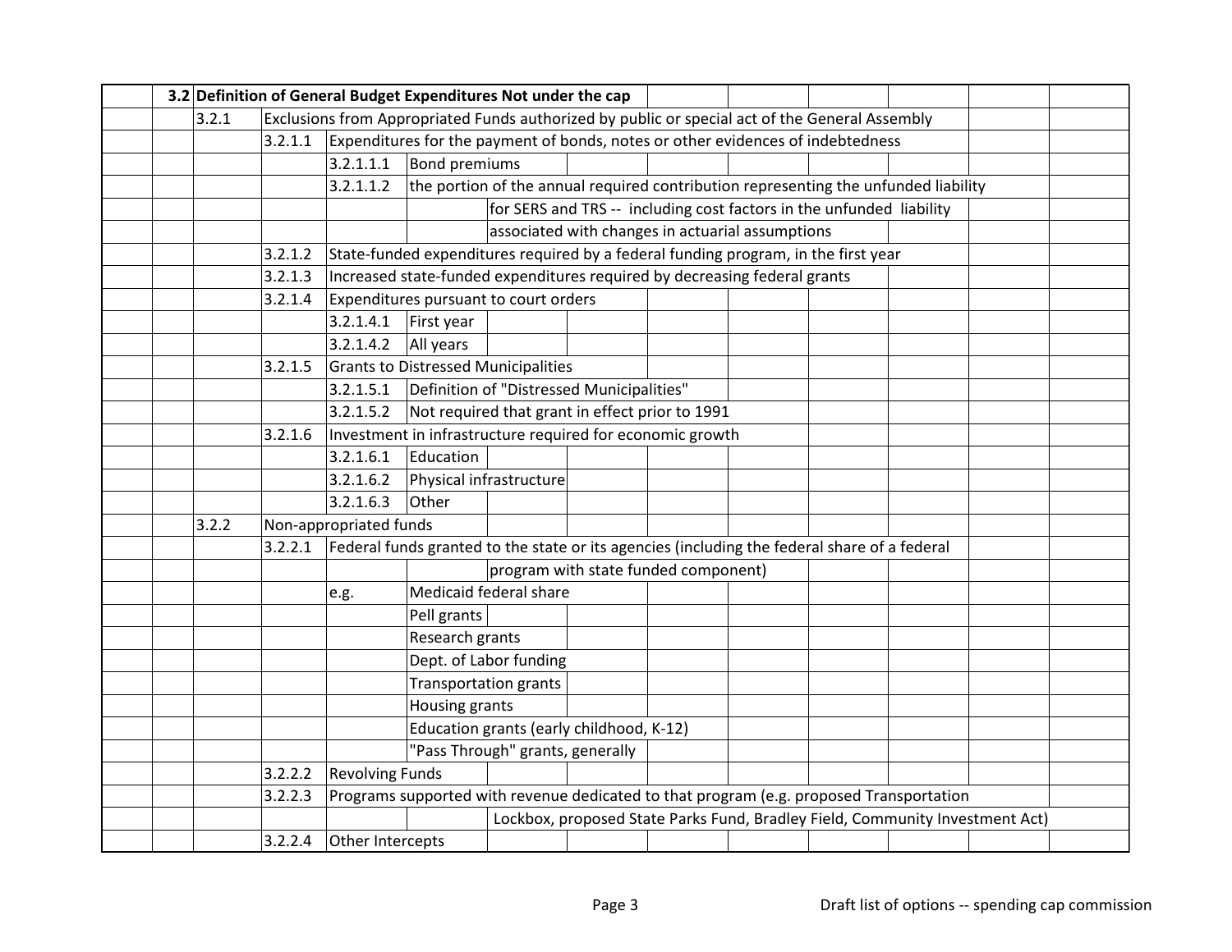| | | | | | | | | | | | | |
|---|---|---|---|---|---|---|---|---|---|---|---|---|
| | **3.2** | **Definition of General Budget Expenditures Not under the cap** | | | | | | | | | | |
| | | 3.2.1 | Exclusions from Appropriated Funds authorized by public or special act of the General Assembly | | | | | | | | | |
| | | | 3.2.1.1 | Expenditures for the payment of bonds, notes or other evidences of indebtedness | | | | | | | | |
| | | | | 3.2.1.1.1 | Bond premiums | | | | | | | |
| | | | | 3.2.1.1.2 | the portion of the annual required contribution representing the unfunded liability | | | | | | | |
| | | | | | | for SERS and TRS -- including cost factors in the unfunded liability | | | | | | |
| | | | | | | associated with changes in actuarial assumptions | | | | | | |
| | | | 3.2.1.2 | State-funded expenditures required by a federal funding program, in the first year | | | | | | | | |
| | | | 3.2.1.3 | Increased state-funded expenditures required by decreasing federal grants | | | | | | | | |
| | | | 3.2.1.4 | Expenditures pursuant to court orders | | | | | | | | |
| | | | | 3.2.1.4.1 | First year | | | | | | | |
| | | | | 3.2.1.4.2 | All years | | | | | | | |
| | | | 3.2.1.5 | Grants to Distressed Municipalities | | | | | | | | |
| | | | | 3.2.1.5.1 | Definition of "Distressed Municipalities" | | | | | | | |
| | | | | 3.2.1.5.2 | Not required that grant in effect prior to 1991 | | | | | | | |
| | | | 3.2.1.6 | Investment in infrastructure required for economic growth | | | | | | | | |
| | | | | 3.2.1.6.1 | Education | | | | | | | |
| | | | | 3.2.1.6.2 | Physical infrastructure | | | | | | | |
| | | | | 3.2.1.6.3 | Other | | | | | | | |
| | | 3.2.2 | Non-appropriated funds | | | | | | | | | |
| | | | 3.2.2.1 | Federal funds granted to the state or its agencies (including the federal share of a federal | | | | | | | | |
| | | | | | | program with state funded component) | | | | | | |
| | | | | e.g. | Medicaid federal share | | | | | | | |
| | | | | | Pell grants | | | | | | | |
| | | | | | Research grants | | | | | | | |
| | | | | | Dept. of Labor funding | | | | | | | |
| | | | | | Transportation grants | | | | | | | |
| | | | | | Housing grants | | | | | | | |
| | | | | | Education grants (early childhood, K-12) | | | | | | | |
| | | | | | "Pass Through" grants, generally | | | | | | | |
| | | | 3.2.2.2 | Revolving Funds | | | | | | | | |
| | | | 3.2.2.3 | Programs supported with revenue dedicated to that program (e.g. proposed Transportation | | | | | | | | |
| | | | | | | Lockbox, proposed State Parks Fund, Bradley Field, Community Investment Act) | | | | | | |
| | | | 3.2.2.4 | Other Intercepts | | | | | | | | |

Draft list of options -- spending cap commission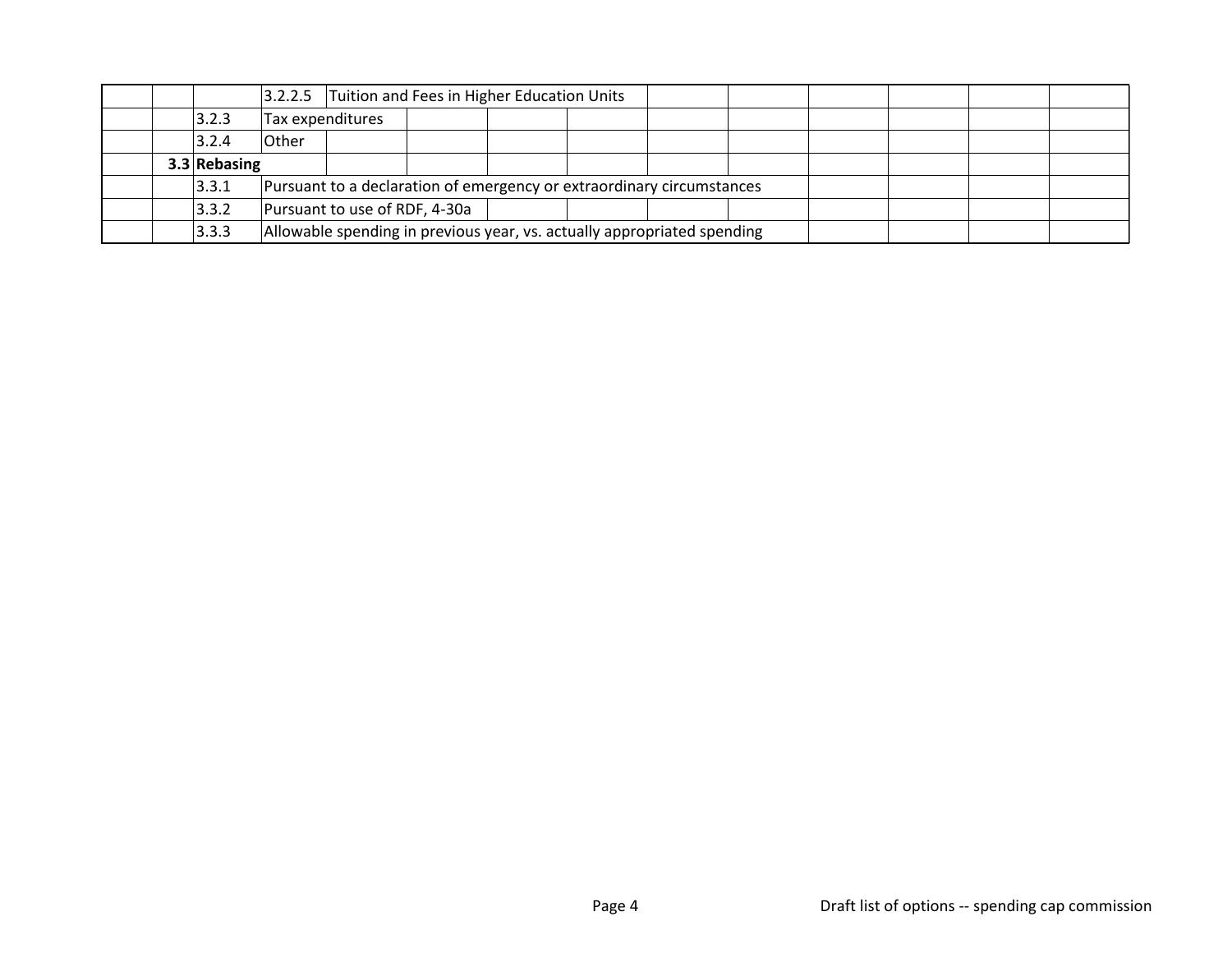| | | | | | | | | | | | | |
|---|---|---|---|---|---|---|---|---|---|---|---|---|
| | | | 3.2.2.5 | Tuition and Fees in Higher Education Units | | | | | | | | |
| | | 3.2.3 | Tax expenditures | | | | | | | | | |
| | | 3.2.4 | Other | | | | | | | | | |
| | **3.3** | **Rebasing** | | | | | | | | | | |
| | | 3.3.1 | Pursuant to a declaration of emergency or extraordinary circumstances | | | | | | | | | |
| | | 3.3.2 | Pursuant to use of RDF, 4-30a | | | | | | | | | |
| | | 3.3.3 | Allowable spending in previous year, vs. actually appropriated spending | | | | | | | | | |